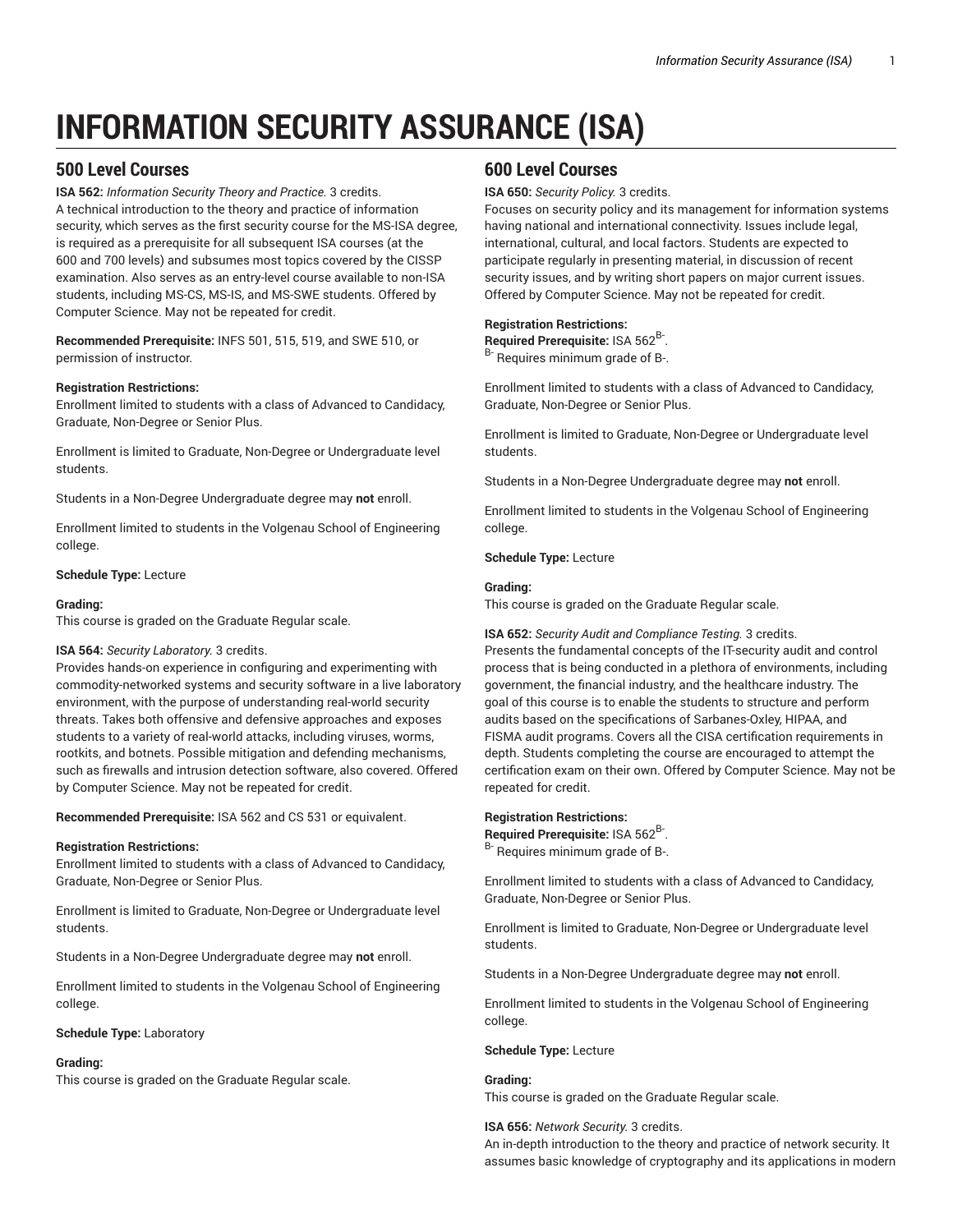# INFORMATION SECURITY ASSURANCE (ISA)

## 500 Level Courses

**ISA 562:** *Information Security Theory and Practice.* 3 credits.
A technical introduction to the theory and practice of information security, which serves as the first security course for the MS-ISA degree, is required as a prerequisite for all subsequent ISA courses (at the 600 and 700 levels) and subsumes most topics covered by the CISSP examination. Also serves as an entry-level course available to non-ISA students, including MS-CS, MS-IS, and MS-SWE students. Offered by Computer Science. May not be repeated for credit.

**Recommended Prerequisite:** INFS 501, 515, 519, and SWE 510, or permission of instructor.

**Registration Restrictions:**
Enrollment limited to students with a class of Advanced to Candidacy, Graduate, Non-Degree or Senior Plus.

Enrollment is limited to Graduate, Non-Degree or Undergraduate level students.

Students in a Non-Degree Undergraduate degree may **not** enroll.

Enrollment limited to students in the Volgenau School of Engineering college.

**Schedule Type:** Lecture

**Grading:**
This course is graded on the Graduate Regular scale.

**ISA 564:** *Security Laboratory.* 3 credits.
Provides hands-on experience in configuring and experimenting with commodity-networked systems and security software in a live laboratory environment, with the purpose of understanding real-world security threats. Takes both offensive and defensive approaches and exposes students to a variety of real-world attacks, including viruses, worms, rootkits, and botnets. Possible mitigation and defending mechanisms, such as firewalls and intrusion detection software, also covered. Offered by Computer Science. May not be repeated for credit.

**Recommended Prerequisite:** ISA 562 and CS 531 or equivalent.

**Registration Restrictions:**
Enrollment limited to students with a class of Advanced to Candidacy, Graduate, Non-Degree or Senior Plus.

Enrollment is limited to Graduate, Non-Degree or Undergraduate level students.

Students in a Non-Degree Undergraduate degree may **not** enroll.

Enrollment limited to students in the Volgenau School of Engineering college.

**Schedule Type:** Laboratory

**Grading:**
This course is graded on the Graduate Regular scale.

## 600 Level Courses

**ISA 650:** *Security Policy.* 3 credits.
Focuses on security policy and its management for information systems having national and international connectivity. Issues include legal, international, cultural, and local factors. Students are expected to participate regularly in presenting material, in discussion of recent security issues, and by writing short papers on major current issues. Offered by Computer Science. May not be repeated for credit.

**Registration Restrictions:**
**Required Prerequisite:** ISA 562[B-].
[B-] Requires minimum grade of B-.

Enrollment limited to students with a class of Advanced to Candidacy, Graduate, Non-Degree or Senior Plus.

Enrollment is limited to Graduate, Non-Degree or Undergraduate level students.

Students in a Non-Degree Undergraduate degree may **not** enroll.

Enrollment limited to students in the Volgenau School of Engineering college.

**Schedule Type:** Lecture

**Grading:**
This course is graded on the Graduate Regular scale.

**ISA 652:** *Security Audit and Compliance Testing.* 3 credits.
Presents the fundamental concepts of the IT-security audit and control process that is being conducted in a plethora of environments, including government, the financial industry, and the healthcare industry. The goal of this course is to enable the students to structure and perform audits based on the specifications of Sarbanes-Oxley, HIPAA, and FISMA audit programs. Covers all the CISA certification requirements in depth. Students completing the course are encouraged to attempt the certification exam on their own. Offered by Computer Science. May not be repeated for credit.

**Registration Restrictions:**
**Required Prerequisite:** ISA 562[B-].
[B-] Requires minimum grade of B-.

Enrollment limited to students with a class of Advanced to Candidacy, Graduate, Non-Degree or Senior Plus.

Enrollment is limited to Graduate, Non-Degree or Undergraduate level students.

Students in a Non-Degree Undergraduate degree may **not** enroll.

Enrollment limited to students in the Volgenau School of Engineering college.

**Schedule Type:** Lecture

**Grading:**
This course is graded on the Graduate Regular scale.

**ISA 656:** *Network Security.* 3 credits.
An in-depth introduction to the theory and practice of network security. It assumes basic knowledge of cryptography and its applications in modern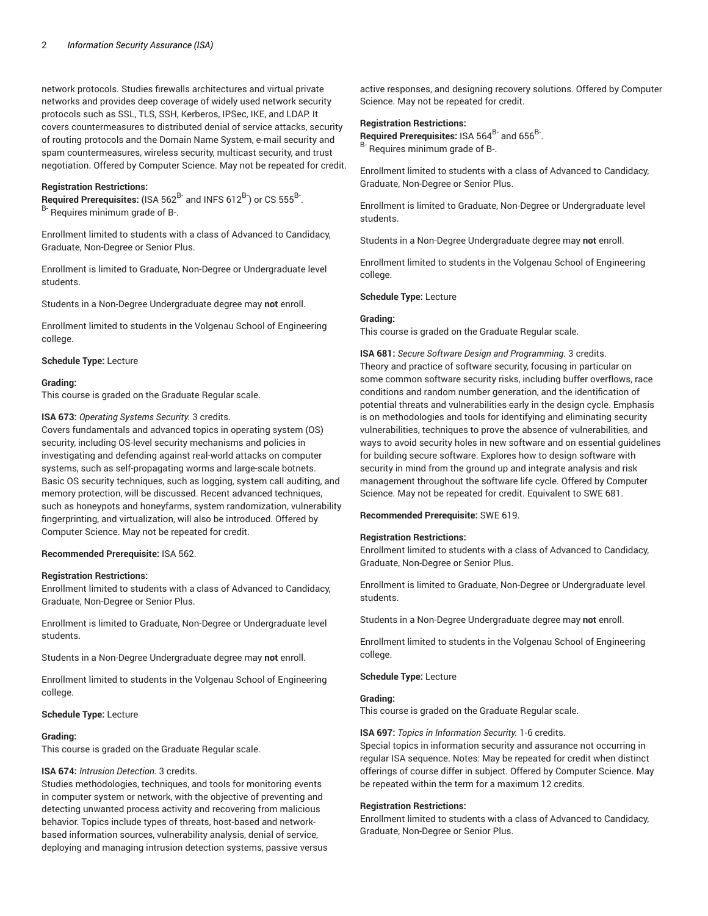network protocols. Studies firewalls architectures and virtual private networks and provides deep coverage of widely used network security protocols such as SSL, TLS, SSH, Kerberos, IPSec, IKE, and LDAP. It covers countermeasures to distributed denial of service attacks, security of routing protocols and the Domain Name System, e-mail security and spam countermeasures, wireless security, multicast security, and trust negotiation. Offered by Computer Science. May not be repeated for credit.

**Registration Restrictions:**

**Required Prerequisites:** (ISA 562[B-] and INFS 612[B-]) or CS 555[B-].
[B-] Requires minimum grade of B-.

Enrollment limited to students with a class of Advanced to Candidacy, Graduate, Non-Degree or Senior Plus.

Enrollment is limited to Graduate, Non-Degree or Undergraduate level students.

Students in a Non-Degree Undergraduate degree may **not** enroll.

Enrollment limited to students in the Volgenau School of Engineering college.

**Schedule Type:** Lecture

**Grading:**
This course is graded on the Graduate Regular scale.

**ISA 673:** *Operating Systems Security.* 3 credits.
Covers fundamentals and advanced topics in operating system (OS) security, including OS-level security mechanisms and policies in investigating and defending against real-world attacks on computer systems, such as self-propagating worms and large-scale botnets. Basic OS security techniques, such as logging, system call auditing, and memory protection, will be discussed. Recent advanced techniques, such as honeypots and honeyfarms, system randomization, vulnerability fingerprinting, and virtualization, will also be introduced. Offered by Computer Science. May not be repeated for credit.

**Recommended Prerequisite:** ISA 562.

**Registration Restrictions:**
Enrollment limited to students with a class of Advanced to Candidacy, Graduate, Non-Degree or Senior Plus.

Enrollment is limited to Graduate, Non-Degree or Undergraduate level students.

Students in a Non-Degree Undergraduate degree may **not** enroll.

Enrollment limited to students in the Volgenau School of Engineering college.

**Schedule Type:** Lecture

**Grading:**
This course is graded on the Graduate Regular scale.

**ISA 674:** *Intrusion Detection.* 3 credits.
Studies methodologies, techniques, and tools for monitoring events in computer system or network, with the objective of preventing and detecting unwanted process activity and recovering from malicious behavior. Topics include types of threats, host-based and network-based information sources, vulnerability analysis, denial of service, deploying and managing intrusion detection systems, passive versus active responses, and designing recovery solutions. Offered by Computer Science. May not be repeated for credit.

**Registration Restrictions:**

**Required Prerequisites:** ISA 564[B-] and 656[B-].
[B-] Requires minimum grade of B-.

Enrollment limited to students with a class of Advanced to Candidacy, Graduate, Non-Degree or Senior Plus.

Enrollment is limited to Graduate, Non-Degree or Undergraduate level students.

Students in a Non-Degree Undergraduate degree may **not** enroll.

Enrollment limited to students in the Volgenau School of Engineering college.

**Schedule Type:** Lecture

**Grading:**
This course is graded on the Graduate Regular scale.

**ISA 681:** *Secure Software Design and Programming.* 3 credits.
Theory and practice of software security, focusing in particular on some common software security risks, including buffer overflows, race conditions and random number generation, and the identification of potential threats and vulnerabilities early in the design cycle. Emphasis is on methodologies and tools for identifying and eliminating security vulnerabilities, techniques to prove the absence of vulnerabilities, and ways to avoid security holes in new software and on essential guidelines for building secure software. Explores how to design software with security in mind from the ground up and integrate analysis and risk management throughout the software life cycle. Offered by Computer Science. May not be repeated for credit. Equivalent to SWE 681.

**Recommended Prerequisite:** SWE 619.

**Registration Restrictions:**
Enrollment limited to students with a class of Advanced to Candidacy, Graduate, Non-Degree or Senior Plus.

Enrollment is limited to Graduate, Non-Degree or Undergraduate level students.

Students in a Non-Degree Undergraduate degree may **not** enroll.

Enrollment limited to students in the Volgenau School of Engineering college.

**Schedule Type:** Lecture

**Grading:**
This course is graded on the Graduate Regular scale.

**ISA 697:** *Topics in Information Security.* 1-6 credits.
Special topics in information security and assurance not occurring in regular ISA sequence. Notes: May be repeated for credit when distinct offerings of course differ in subject. Offered by Computer Science. May be repeated within the term for a maximum 12 credits.

**Registration Restrictions:**
Enrollment limited to students with a class of Advanced to Candidacy, Graduate, Non-Degree or Senior Plus.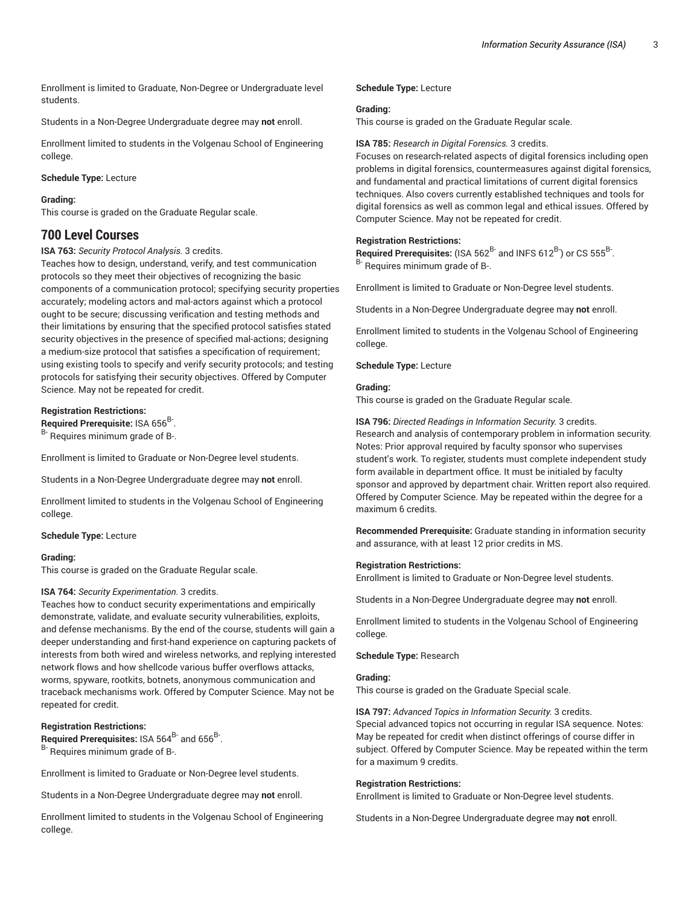Enrollment is limited to Graduate, Non-Degree or Undergraduate level students.

Students in a Non-Degree Undergraduate degree may **not** enroll.

Enrollment limited to students in the Volgenau School of Engineering college.

**Schedule Type:** Lecture

**Grading:**
This course is graded on the Graduate Regular scale.

## 700 Level Courses

**ISA 763:** *Security Protocol Analysis.* 3 credits.
Teaches how to design, understand, verify, and test communication protocols so they meet their objectives of recognizing the basic components of a communication protocol; specifying security properties accurately; modeling actors and mal-actors against which a protocol ought to be secure; discussing verification and testing methods and their limitations by ensuring that the specified protocol satisfies stated security objectives in the presence of specified mal-actions; designing a medium-size protocol that satisfies a specification of requirement; using existing tools to specify and verify security protocols; and testing protocols for satisfying their security objectives. Offered by Computer Science. May not be repeated for credit.

**Registration Restrictions:**
**Required Prerequisite:** ISA 656$^{B-}$.
$^{B-}$ Requires minimum grade of B-.

Enrollment is limited to Graduate or Non-Degree level students.

Students in a Non-Degree Undergraduate degree may **not** enroll.

Enrollment limited to students in the Volgenau School of Engineering college.

**Schedule Type:** Lecture

**Grading:**
This course is graded on the Graduate Regular scale.

**ISA 764:** *Security Experimentation.* 3 credits.
Teaches how to conduct security experimentations and empirically demonstrate, validate, and evaluate security vulnerabilities, exploits, and defense mechanisms. By the end of the course, students will gain a deeper understanding and first-hand experience on capturing packets of interests from both wired and wireless networks, and replying interested network flows and how shellcode various buffer overflows attacks, worms, spyware, rootkits, botnets, anonymous communication and traceback mechanisms work. Offered by Computer Science. May not be repeated for credit.

**Registration Restrictions:**
**Required Prerequisites:** ISA 564$^{B-}$ and 656$^{B-}$.
$^{B-}$ Requires minimum grade of B-.

Enrollment is limited to Graduate or Non-Degree level students.

Students in a Non-Degree Undergraduate degree may **not** enroll.

Enrollment limited to students in the Volgenau School of Engineering college.

**Schedule Type:** Lecture

**Grading:**
This course is graded on the Graduate Regular scale.

**ISA 785:** *Research in Digital Forensics.* 3 credits.
Focuses on research-related aspects of digital forensics including open problems in digital forensics, countermeasures against digital forensics, and fundamental and practical limitations of current digital forensics techniques. Also covers currently established techniques and tools for digital forensics as well as common legal and ethical issues. Offered by Computer Science. May not be repeated for credit.

**Registration Restrictions:**
**Required Prerequisites:** (ISA 562$^{B-}$ and INFS 612$^{B-}$) or CS 555$^{B-}$.
$^{B-}$ Requires minimum grade of B-.

Enrollment is limited to Graduate or Non-Degree level students.

Students in a Non-Degree Undergraduate degree may **not** enroll.

Enrollment limited to students in the Volgenau School of Engineering college.

**Schedule Type:** Lecture

**Grading:**
This course is graded on the Graduate Regular scale.

**ISA 796:** *Directed Readings in Information Security.* 3 credits.
Research and analysis of contemporary problem in information security. Notes: Prior approval required by faculty sponsor who supervises student's work. To register, students must complete independent study form available in department office. It must be initialed by faculty sponsor and approved by department chair. Written report also required. Offered by Computer Science. May be repeated within the degree for a maximum 6 credits.

**Recommended Prerequisite:** Graduate standing in information security and assurance, with at least 12 prior credits in MS.

**Registration Restrictions:**
Enrollment is limited to Graduate or Non-Degree level students.

Students in a Non-Degree Undergraduate degree may **not** enroll.

Enrollment limited to students in the Volgenau School of Engineering college.

**Schedule Type:** Research

**Grading:**
This course is graded on the Graduate Special scale.

**ISA 797:** *Advanced Topics in Information Security.* 3 credits.
Special advanced topics not occurring in regular ISA sequence. Notes: May be repeated for credit when distinct offerings of course differ in subject. Offered by Computer Science. May be repeated within the term for a maximum 9 credits.

**Registration Restrictions:**
Enrollment is limited to Graduate or Non-Degree level students.

Students in a Non-Degree Undergraduate degree may **not** enroll.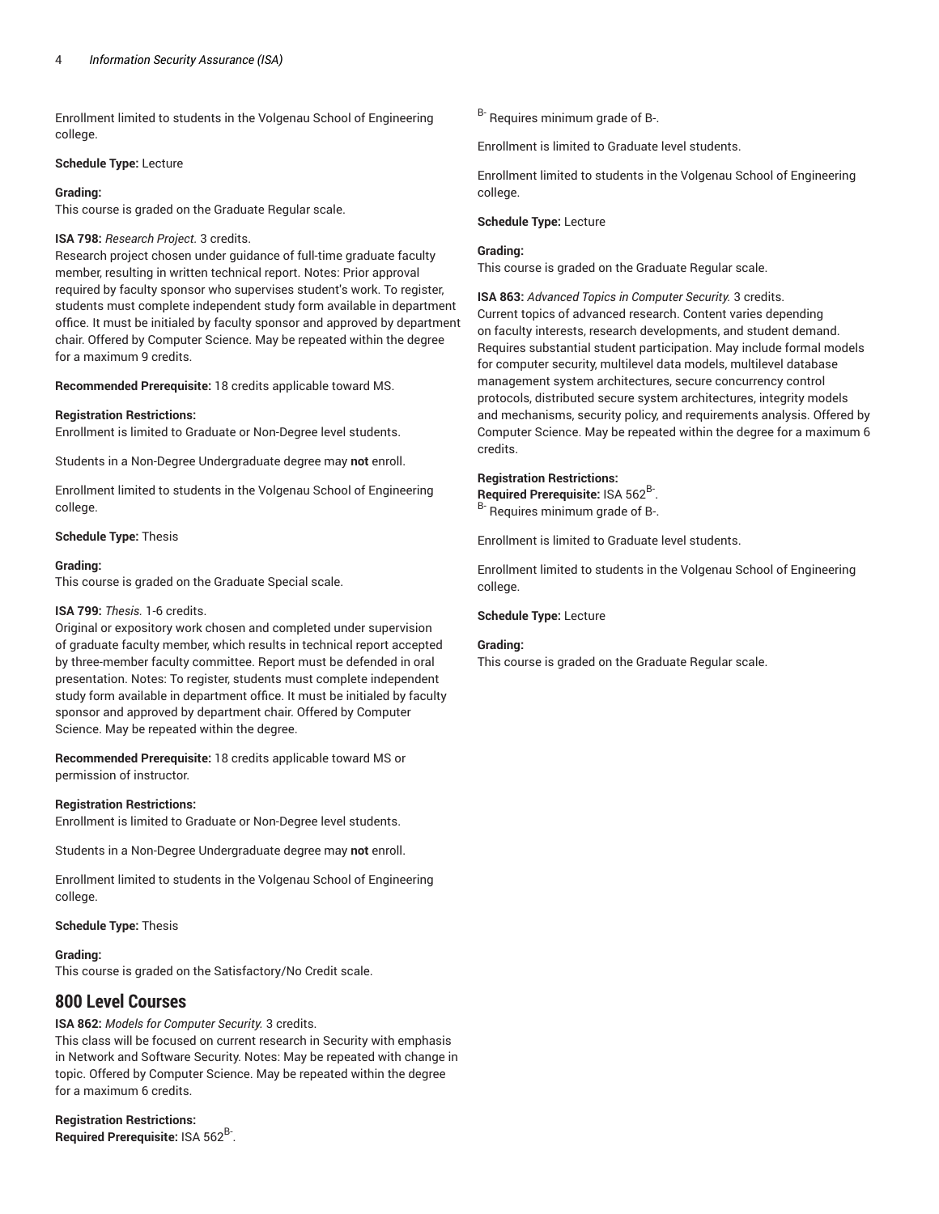Enrollment limited to students in the Volgenau School of Engineering college.

**Schedule Type:** Lecture

**Grading:**
This course is graded on the Graduate Regular scale.

**ISA 798:** *Research Project.* 3 credits.
Research project chosen under guidance of full-time graduate faculty member, resulting in written technical report. Notes: Prior approval required by faculty sponsor who supervises student's work. To register, students must complete independent study form available in department office. It must be initialed by faculty sponsor and approved by department chair. Offered by Computer Science. May be repeated within the degree for a maximum 9 credits.

**Recommended Prerequisite:** 18 credits applicable toward MS.

**Registration Restrictions:**
Enrollment is limited to Graduate or Non-Degree level students.

Students in a Non-Degree Undergraduate degree may **not** enroll.

Enrollment limited to students in the Volgenau School of Engineering college.

**Schedule Type:** Thesis

**Grading:**
This course is graded on the Graduate Special scale.

**ISA 799:** *Thesis.* 1-6 credits.
Original or expository work chosen and completed under supervision of graduate faculty member, which results in technical report accepted by three-member faculty committee. Report must be defended in oral presentation. Notes: To register, students must complete independent study form available in department office. It must be initialed by faculty sponsor and approved by department chair. Offered by Computer Science. May be repeated within the degree.

**Recommended Prerequisite:** 18 credits applicable toward MS or permission of instructor.

**Registration Restrictions:**
Enrollment is limited to Graduate or Non-Degree level students.

Students in a Non-Degree Undergraduate degree may **not** enroll.

Enrollment limited to students in the Volgenau School of Engineering college.

**Schedule Type:** Thesis

**Grading:**
This course is graded on the Satisfactory/No Credit scale.

## 800 Level Courses

**ISA 862:** *Models for Computer Security.* 3 credits.
This class will be focused on current research in Security with emphasis in Network and Software Security. Notes: May be repeated with change in topic. Offered by Computer Science. May be repeated within the degree for a maximum 6 credits.

**Registration Restrictions:**
**Required Prerequisite:** ISA 562[B-].
[B-] Requires minimum grade of B-.

Enrollment is limited to Graduate level students.

Enrollment limited to students in the Volgenau School of Engineering college.

**Schedule Type:** Lecture

**Grading:**
This course is graded on the Graduate Regular scale.

**ISA 863:** *Advanced Topics in Computer Security.* 3 credits.
Current topics of advanced research. Content varies depending on faculty interests, research developments, and student demand. Requires substantial student participation. May include formal models for computer security, multilevel data models, multilevel database management system architectures, secure concurrency control protocols, distributed secure system architectures, integrity models and mechanisms, security policy, and requirements analysis. Offered by Computer Science. May be repeated within the degree for a maximum 6 credits.

**Registration Restrictions:**
**Required Prerequisite:** ISA 562[B-].
[B-] Requires minimum grade of B-.

Enrollment is limited to Graduate level students.

Enrollment limited to students in the Volgenau School of Engineering college.

**Schedule Type:** Lecture

**Grading:**
This course is graded on the Graduate Regular scale.